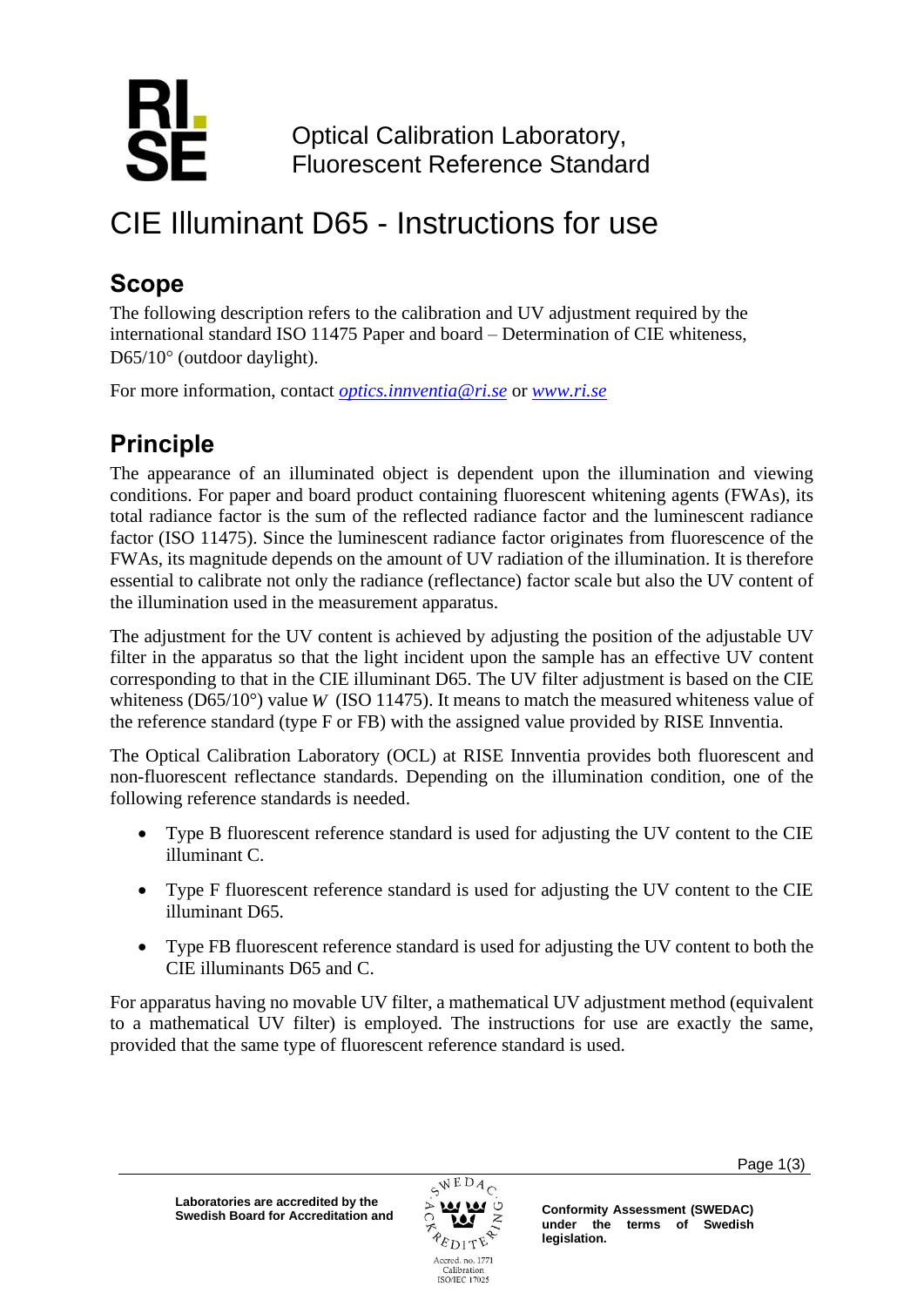Optical Calibration Laboratory,
Fluorescent Reference Standard

# CIE Illuminant D65 - Instructions for use

## Scope

The following description refers to the calibration and UV adjustment required by the international standard ISO 11475 Paper and board – Determination of CIE whiteness, D65/10° (outdoor daylight).

For more information, contact [optics.innventia@ri.se](mailto:optics.innventia@ri.se) or [www.ri.se](http://www.ri.se)

## Principle

The appearance of an illuminated object is dependent upon the illumination and viewing conditions. For paper and board product containing fluorescent whitening agents (FWAs), its total radiance factor is the sum of the reflected radiance factor and the luminescent radiance factor (ISO 11475). Since the luminescent radiance factor originates from fluorescence of the FWAs, its magnitude depends on the amount of UV radiation of the illumination. It is therefore essential to calibrate not only the radiance (reflectance) factor scale but also the UV content of the illumination used in the measurement apparatus.

The adjustment for the UV content is achieved by adjusting the position of the adjustable UV filter in the apparatus so that the light incident upon the sample has an effective UV content corresponding to that in the CIE illuminant D65. The UV filter adjustment is based on the CIE whiteness (D65/10°) value $W$ (ISO 11475). It means to match the measured whiteness value of the reference standard (type F or FB) with the assigned value provided by RISE Innventia.

The Optical Calibration Laboratory (OCL) at RISE Innventia provides both fluorescent and non-fluorescent reflectance standards. Depending on the illumination condition, one of the following reference standards is needed.

- Type B fluorescent reference standard is used for adjusting the UV content to the CIE illuminant C.
- Type F fluorescent reference standard is used for adjusting the UV content to the CIE illuminant D65.
- Type FB fluorescent reference standard is used for adjusting the UV content to both the CIE illuminants D65 and C.

For apparatus having no movable UV filter, a mathematical UV adjustment method (equivalent to a mathematical UV filter) is employed. The instructions for use are exactly the same, provided that the same type of fluorescent reference standard is used.

Laboratories are accredited by the Swedish Board for Accreditation and Conformity Assessment (SWEDAC) under the terms of Swedish legislation.

Accred. no. 1771
Calibration
ISO/IEC 17025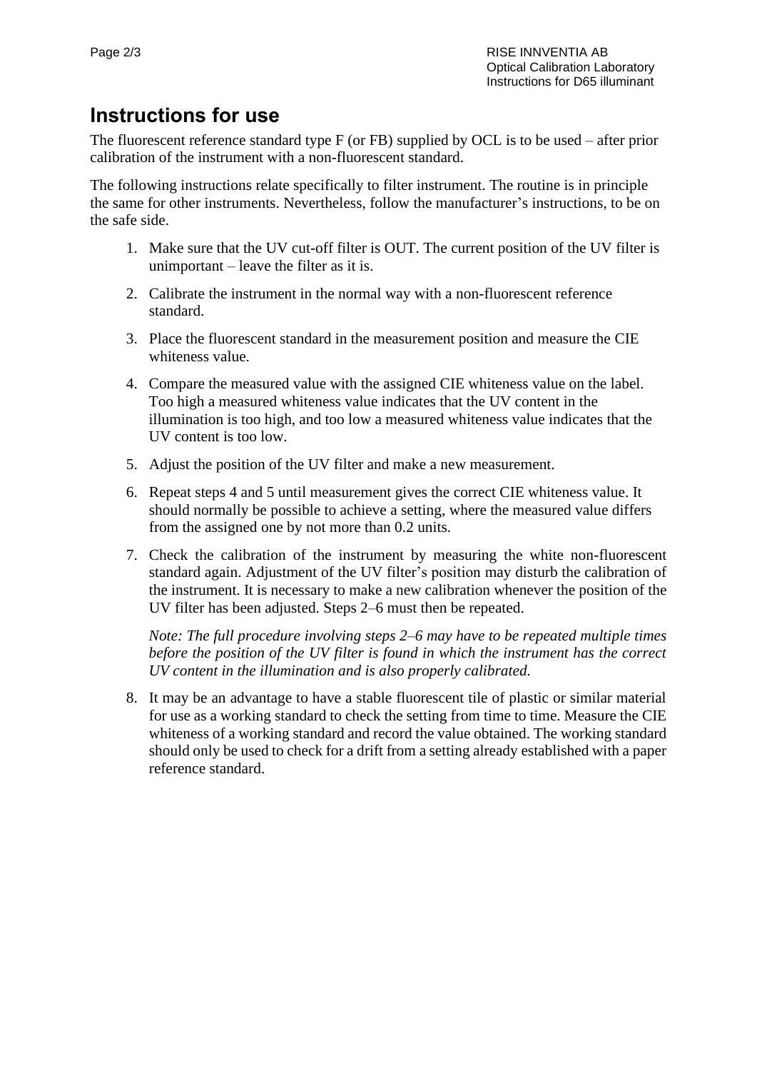# Instructions for use

The fluorescent reference standard type F (or FB) supplied by OCL is to be used – after prior calibration of the instrument with a non-fluorescent standard.

The following instructions relate specifically to filter instrument. The routine is in principle the same for other instruments. Nevertheless, follow the manufacturer's instructions, to be on the safe side.

1. Make sure that the UV cut-off filter is OUT. The current position of the UV filter is unimportant – leave the filter as it is.
2. Calibrate the instrument in the normal way with a non-fluorescent reference standard.
3. Place the fluorescent standard in the measurement position and measure the CIE whiteness value.
4. Compare the measured value with the assigned CIE whiteness value on the label. Too high a measured whiteness value indicates that the UV content in the illumination is too high, and too low a measured whiteness value indicates that the UV content is too low.
5. Adjust the position of the UV filter and make a new measurement.
6. Repeat steps 4 and 5 until measurement gives the correct CIE whiteness value. It should normally be possible to achieve a setting, where the measured value differs from the assigned one by not more than 0.2 units.
7. Check the calibration of the instrument by measuring the white non-fluorescent standard again. Adjustment of the UV filter's position may disturb the calibration of the instrument. It is necessary to make a new calibration whenever the position of the UV filter has been adjusted. Steps 2–6 must then be repeated.

   *Note: The full procedure involving steps 2–6 may have to be repeated multiple times before the position of the UV filter is found in which the instrument has the correct UV content in the illumination and is also properly calibrated.*

8. It may be an advantage to have a stable fluorescent tile of plastic or similar material for use as a working standard to check the setting from time to time. Measure the CIE whiteness of a working standard and record the value obtained. The working standard should only be used to check for a drift from a setting already established with a paper reference standard.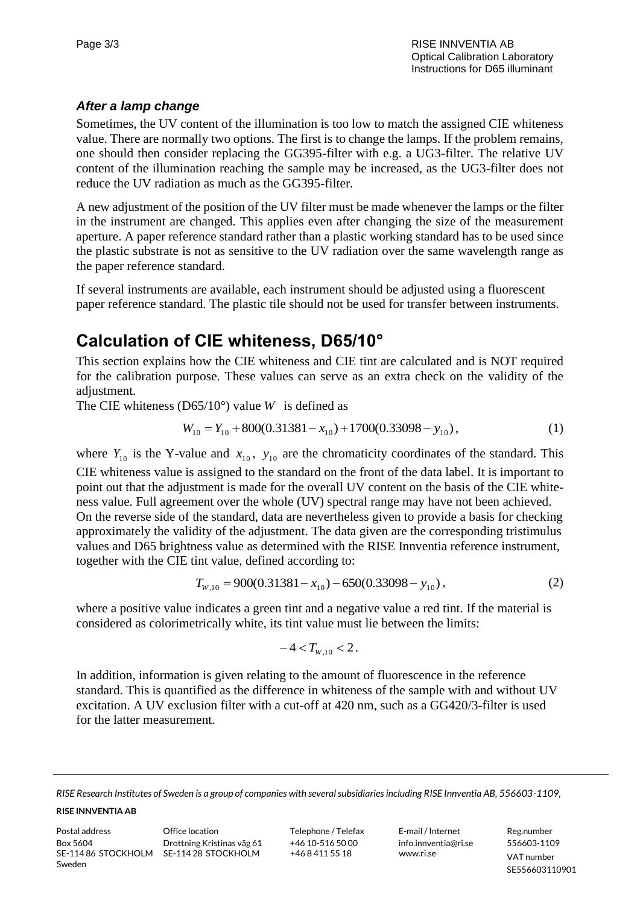### *After a lamp change*

Sometimes, the UV content of the illumination is too low to match the assigned CIE whiteness value. There are normally two options. The first is to change the lamps. If the problem remains, one should then consider replacing the GG395-filter with e.g. a UG3-filter. The relative UV content of the illumination reaching the sample may be increased, as the UG3-filter does not reduce the UV radiation as much as the GG395-filter.

A new adjustment of the position of the UV filter must be made whenever the lamps or the filter in the instrument are changed. This applies even after changing the size of the measurement aperture. A paper reference standard rather than a plastic working standard has to be used since the plastic substrate is not as sensitive to the UV radiation over the same wavelength range as the paper reference standard.

If several instruments are available, each instrument should be adjusted using a fluorescent paper reference standard. The plastic tile should not be used for transfer between instruments.

## Calculation of CIE whiteness, D65/10°

This section explains how the CIE whiteness and CIE tint are calculated and is NOT required for the calibration purpose. These values can serve as an extra check on the validity of the adjustment.

The CIE whiteness (D65/10°) value $W$ is defined as

$$W_{10} = Y_{10} + 800(0.31381 - x_{10}) + 1700(0.33098 - y_{10}), \tag{1}$$

where $Y_{10}$ is the Y-value and $x_{10}$, $y_{10}$ are the chromaticity coordinates of the standard. This CIE whiteness value is assigned to the standard on the front of the data label. It is important to point out that the adjustment is made for the overall UV content on the basis of the CIE whiteness value. Full agreement over the whole (UV) spectral range may have not been achieved.

On the reverse side of the standard, data are nevertheless given to provide a basis for checking approximately the validity of the adjustment. The data given are the corresponding tristimulus values and D65 brightness value as determined with the RISE Innventia reference instrument, together with the CIE tint value, defined according to:

$$T_{W,10} = 900(0.31381 - x_{10}) - 650(0.33098 - y_{10}), \tag{2}$$

where a positive value indicates a green tint and a negative value a red tint. If the material is considered as colorimetrically white, its tint value must lie between the limits:

$$-4 < T_{W,10} < 2.$$

In addition, information is given relating to the amount of fluorescence in the reference standard. This is quantified as the difference in whiteness of the sample with and without UV excitation. A UV exclusion filter with a cut-off at 420 nm, such as a GG420/3-filter is used for the latter measurement.

*RISE Research Institutes of Sweden is a group of companies with several subsidiaries including RISE Innventia AB, 556603-1109,*

**RISE INNVENTIA AB**

| Postal address | Office location | Telephone / Telefax | E-mail / Internet | Reg.number |
|---|---|---|---|---|
| Box 5604 | Drottning Kristinas väg 61 | +46 10-516 50 00 | info.innventia@ri.se | 556603-1109 |
| SE-114 86 STOCKHOLM | SE-114 28 STOCKHOLM | +46 8 411 55 18 | www.ri.se | VAT number |
| Sweden | | | | SE556603110901 |